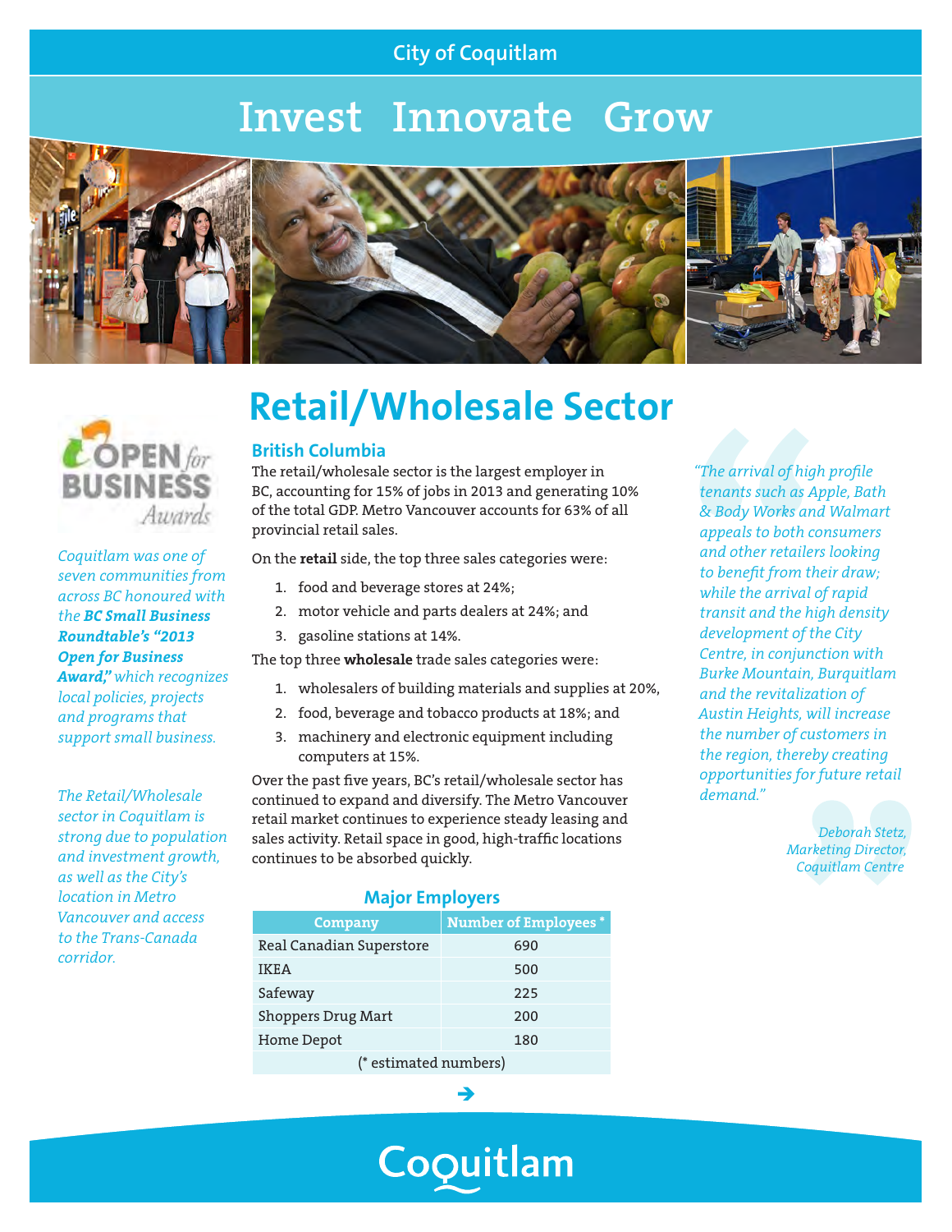City of Coquitlam

# Invest Innovate Grow

## Retail/Wholesale Sector

### British Columbia

The retail/wholesale sector is the largest employer in BC, accounting for 15% of jobs in 2013 and generating 10% of the total GDP. Metro Vancouver accounts for 63% of all provincial retail sales.

On the **retail** side, the top three sales categories were:

1. food and beverage stores at 24%;
2. motor vehicle and parts dealers at 24%; and
3. gasoline stations at 14%.

The top three **wholesale** trade sales categories were:

1. wholesalers of building materials and supplies at 20%,
2. food, beverage and tobacco products at 18%; and
3. machinery and electronic equipment including computers at 15%.

Over the past five years, BC's retail/wholesale sector has continued to expand and diversify. The Metro Vancouver retail market continues to experience steady leasing and sales activity. Retail space in good, high-traffic locations continues to be absorbed quickly.

**Major Employers**

| Company | Number of Employees * |
|---|---|
| Real Canadian Superstore | 690 |
| IKEA | 500 |
| Safeway | 225 |
| Shoppers Drug Mart | 200 |
| Home Depot | 180 |
| (* estimated numbers) | |

*Coquitlam was one of seven communities from across BC honoured with the* ***BC Small Business Roundtable's "2013 Open for Business Award,"*** *which recognizes local policies, projects and programs that support small business.*

*The Retail/Wholesale sector in Coquitlam is strong due to population and investment growth, as well as the City's location in Metro Vancouver and access to the Trans-Canada corridor.*

*"The arrival of high profile tenants such as Apple, Bath & Body Works and Walmart appeals to both consumers and other retailers looking to benefit from their draw; while the arrival of rapid transit and the high density development of the City Centre, in conjunction with Burke Mountain, Burquitlam and the revitalization of Austin Heights, will increase the number of customers in the region, thereby creating opportunities for future retail demand."*

*Deborah Stetz, Marketing Director, Coquitlam Centre*

Coquitlam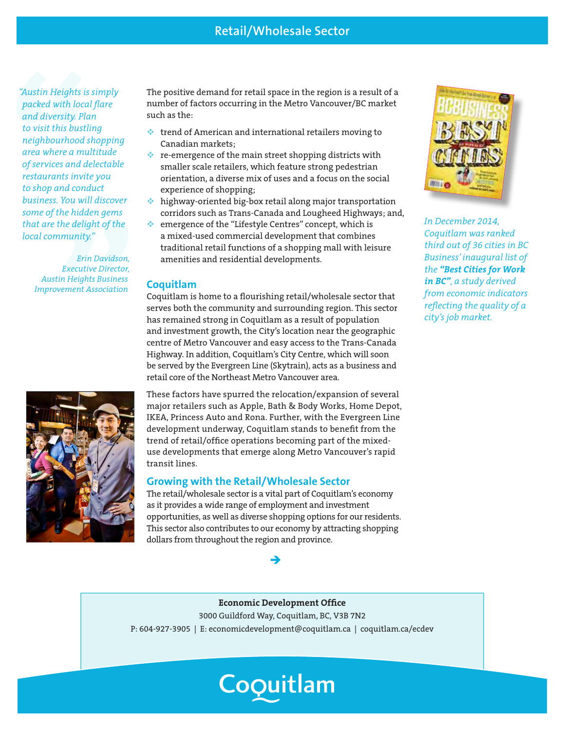## Retail/Wholesale Sector

*"Austin Heights is simply packed with local flare and diversity. Plan to visit this bustling neighbourhood shopping area where a multitude of services and delectable restaurants invite you to shop and conduct business. You will discover some of the hidden gems that are the delight of the local community."*

*Erin Davidson, Executive Director, Austin Heights Business Improvement Association*

The positive demand for retail space in the region is a result of a number of factors occurring in the Metro Vancouver/BC market such as the:

- trend of American and international retailers moving to Canadian markets;
- re-emergence of the main street shopping districts with smaller scale retailers, which feature strong pedestrian orientation, a diverse mix of uses and a focus on the social experience of shopping;
- highway-oriented big-box retail along major transportation corridors such as Trans-Canada and Lougheed Highways; and,
- emergence of the "Lifestyle Centres" concept, which is a mixed-used commercial development that combines traditional retail functions of a shopping mall with leisure amenities and residential developments.

### Coquitlam

Coquitlam is home to a flourishing retail/wholesale sector that serves both the community and surrounding region. This sector has remained strong in Coquitlam as a result of population and investment growth, the City's location near the geographic centre of Metro Vancouver and easy access to the Trans-Canada Highway. In addition, Coquitlam's City Centre, which will soon be served by the Evergreen Line (Skytrain), acts as a business and retail core of the Northeast Metro Vancouver area.

These factors have spurred the relocation/expansion of several major retailers such as Apple, Bath & Body Works, Home Depot, IKEA, Princess Auto and Rona. Further, with the Evergreen Line development underway, Coquitlam stands to benefit from the trend of retail/office operations becoming part of the mixed-use developments that emerge along Metro Vancouver's rapid transit lines.

### Growing with the Retail/Wholesale Sector

The retail/wholesale sector is a vital part of Coquitlam's economy as it provides a wide range of employment and investment opportunities, as well as diverse shopping options for our residents. This sector also contributes to our economy by attracting shopping dollars from throughout the region and province.

*In December 2014, Coquitlam was ranked third out of 36 cities in BC Business' inaugural list of the* ***"Best Cities for Work in BC"****, a study derived from economic indicators reflecting the quality of a city's job market.*

**Economic Development Office**
3000 Guildford Way, Coquitlam, BC, V3B 7N2
P: 604-927-3905 | E: economicdevelopment@coquitlam.ca | coquitlam.ca/ecdev

Coquitlam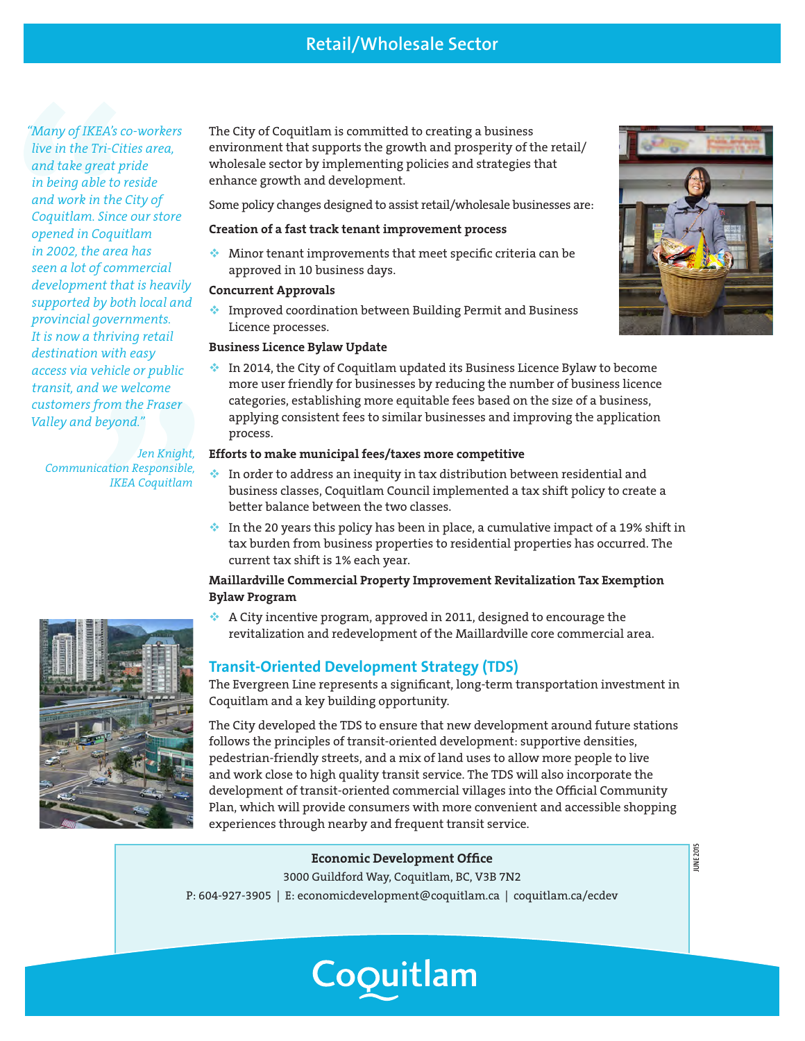## Retail/Wholesale Sector

*"Many of IKEA's co-workers live in the Tri-Cities area, and take great pride in being able to reside and work in the City of Coquitlam. Since our store opened in Coquitlam in 2002, the area has seen a lot of commercial development that is heavily supported by both local and provincial governments. It is now a thriving retail destination with easy access via vehicle or public transit, and we welcome customers from the Fraser Valley and beyond."*

*Jen Knight,*
*Communication Responsible,*
*IKEA Coquitlam*

The City of Coquitlam is committed to creating a business environment that supports the growth and prosperity of the retail/wholesale sector by implementing policies and strategies that enhance growth and development.

Some policy changes designed to assist retail/wholesale businesses are:

**Creation of a fast track tenant improvement process**

- Minor tenant improvements that meet specific criteria can be approved in 10 business days.

**Concurrent Approvals**

- Improved coordination between Building Permit and Business Licence processes.

**Business Licence Bylaw Update**

- In 2014, the City of Coquitlam updated its Business Licence Bylaw to become more user friendly for businesses by reducing the number of business licence categories, establishing more equitable fees based on the size of a business, applying consistent fees to similar businesses and improving the application process.

**Efforts to make municipal fees/taxes more competitive**

- In order to address an inequity in tax distribution between residential and business classes, Coquitlam Council implemented a tax shift policy to create a better balance between the two classes.
- In the 20 years this policy has been in place, a cumulative impact of a 19% shift in tax burden from business properties to residential properties has occurred. The current tax shift is 1% each year.

**Maillardville Commercial Property Improvement Revitalization Tax Exemption Bylaw Program**

- A City incentive program, approved in 2011, designed to encourage the revitalization and redevelopment of the Maillardville core commercial area.

### Transit-Oriented Development Strategy (TDS)

The Evergreen Line represents a significant, long-term transportation investment in Coquitlam and a key building opportunity.

The City developed the TDS to ensure that new development around future stations follows the principles of transit-oriented development: supportive densities, pedestrian-friendly streets, and a mix of land uses to allow more people to live and work close to high quality transit service. The TDS will also incorporate the development of transit-oriented commercial villages into the Official Community Plan, which will provide consumers with more convenient and accessible shopping experiences through nearby and frequent transit service.

**Economic Development Office**
3000 Guildford Way, Coquitlam, BC, V3B 7N2
P: 604-927-3905 | E: economicdevelopment@coquitlam.ca | coquitlam.ca/ecdev

JUNE 2015

Coquitlam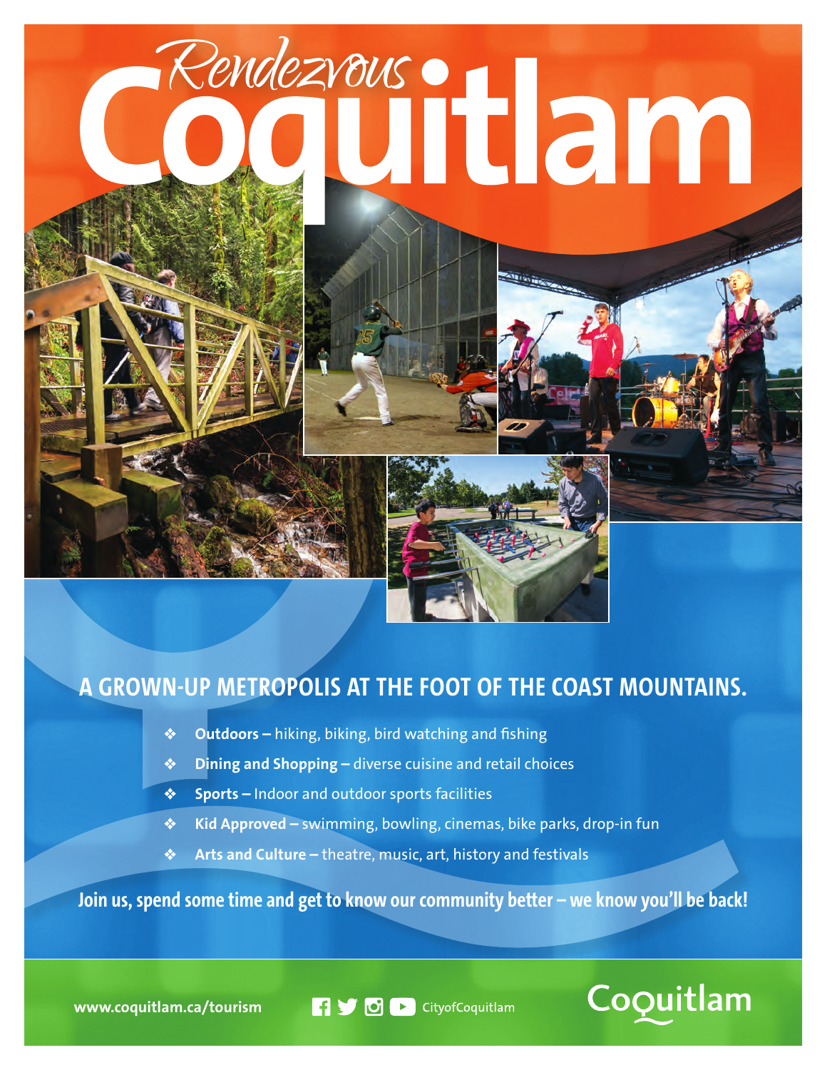# Rendezvous Coquitlam

## A GROWN-UP METROPOLIS AT THE FOOT OF THE COAST MOUNTAINS.

- **Outdoors –** hiking, biking, bird watching and fishing
- **Dining and Shopping –** diverse cuisine and retail choices
- **Sports –** Indoor and outdoor sports facilities
- **Kid Approved –** swimming, bowling, cinemas, bike parks, drop-in fun
- **Arts and Culture –** theatre, music, art, history and festivals

**Join us, spend some time and get to know our community better – we know you'll be back!**

**www.coquitlam.ca/tourism**

CityofCoquitlam

Coquitlam